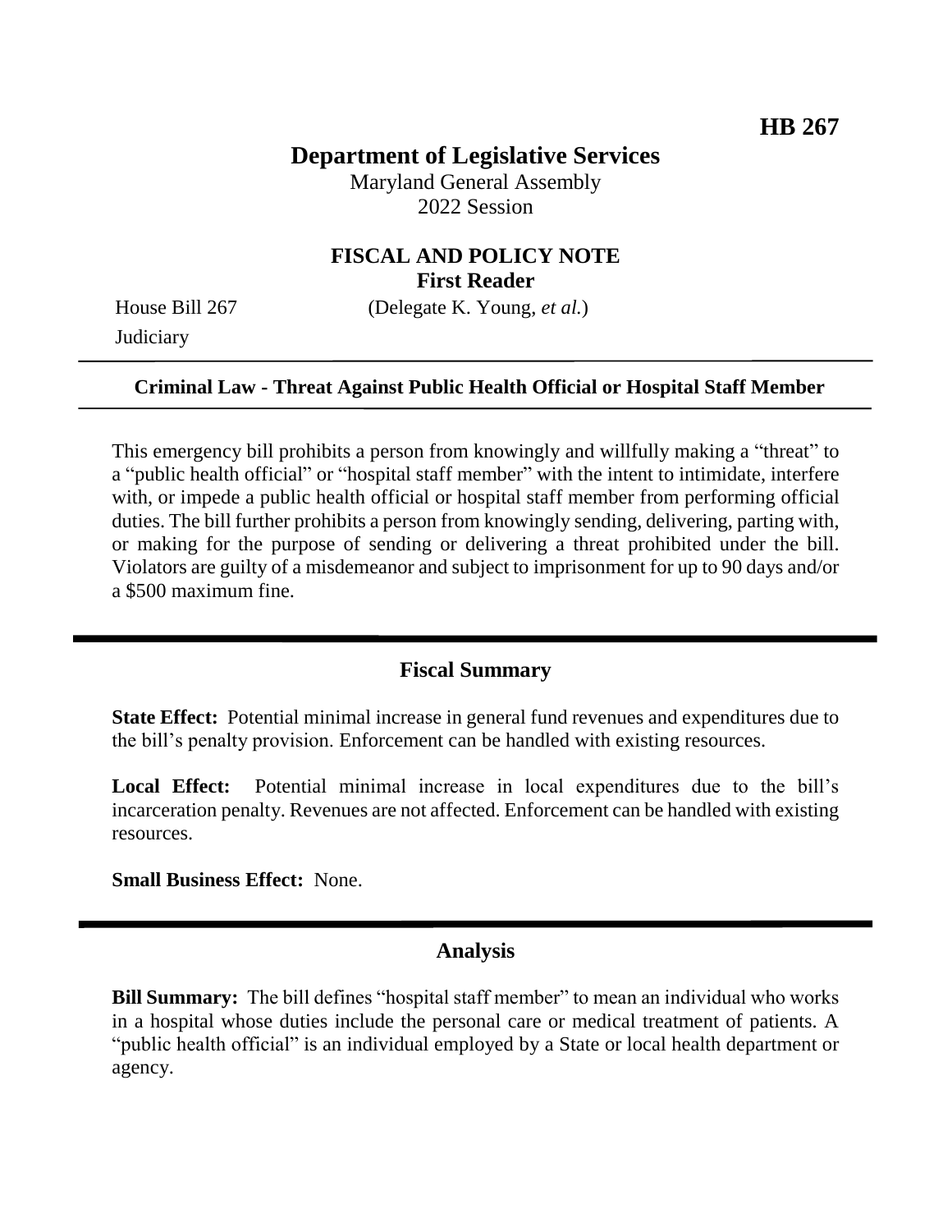**HB 267**

# Department of Legislative Services

Maryland General Assembly
2022 Session

## FISCAL AND POLICY NOTE
**First Reader**

House Bill 267 (Delegate K. Young, *et al.*)
Judiciary

---

**Criminal Law - Threat Against Public Health Official or Hospital Staff Member**

---

This emergency bill prohibits a person from knowingly and willfully making a "threat" to a "public health official" or "hospital staff member" with the intent to intimidate, interfere with, or impede a public health official or hospital staff member from performing official duties. The bill further prohibits a person from knowingly sending, delivering, parting with, or making for the purpose of sending or delivering a threat prohibited under the bill. Violators are guilty of a misdemeanor and subject to imprisonment for up to 90 days and/or a $500 maximum fine.

---

## Fiscal Summary

**State Effect:** Potential minimal increase in general fund revenues and expenditures due to the bill's penalty provision. Enforcement can be handled with existing resources.

**Local Effect:** Potential minimal increase in local expenditures due to the bill's incarceration penalty. Revenues are not affected. Enforcement can be handled with existing resources.

**Small Business Effect:** None.

---

## Analysis

**Bill Summary:** The bill defines "hospital staff member" to mean an individual who works in a hospital whose duties include the personal care or medical treatment of patients. A "public health official" is an individual employed by a State or local health department or agency.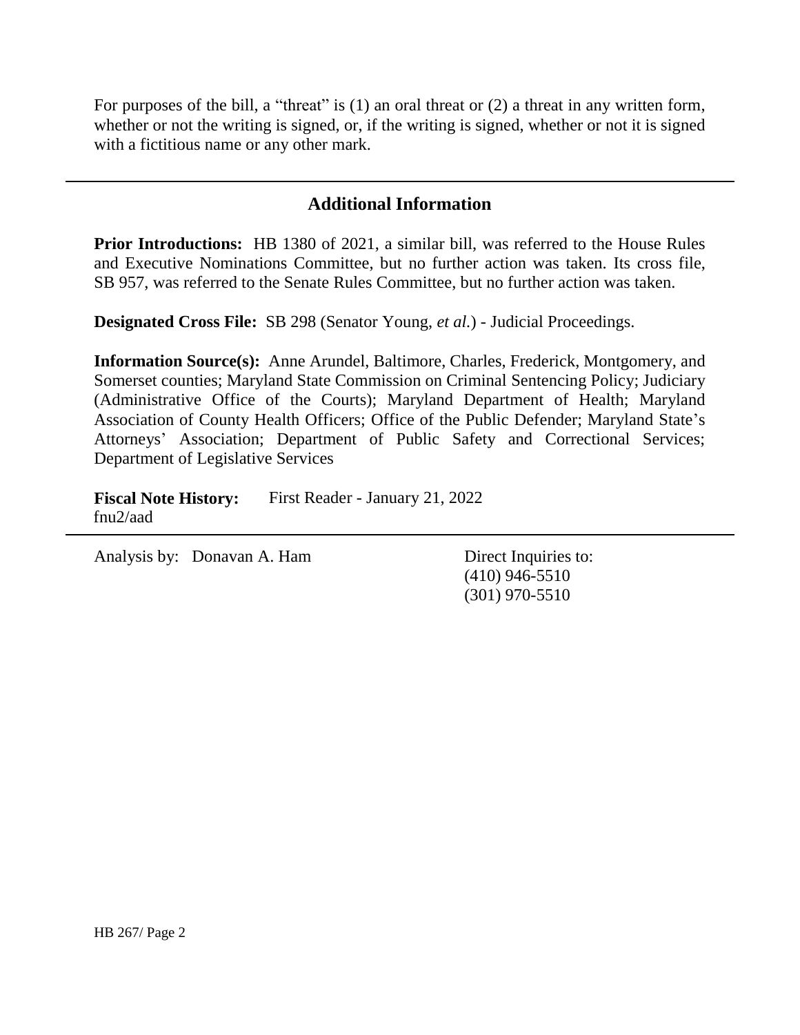For purposes of the bill, a "threat" is (1) an oral threat or (2) a threat in any written form, whether or not the writing is signed, or, if the writing is signed, whether or not it is signed with a fictitious name or any other mark.

## Additional Information

**Prior Introductions:** HB 1380 of 2021, a similar bill, was referred to the House Rules and Executive Nominations Committee, but no further action was taken. Its cross file, SB 957, was referred to the Senate Rules Committee, but no further action was taken.

**Designated Cross File:** SB 298 (Senator Young, *et al.*) - Judicial Proceedings.

**Information Source(s):** Anne Arundel, Baltimore, Charles, Frederick, Montgomery, and Somerset counties; Maryland State Commission on Criminal Sentencing Policy; Judiciary (Administrative Office of the Courts); Maryland Department of Health; Maryland Association of County Health Officers; Office of the Public Defender; Maryland State's Attorneys' Association; Department of Public Safety and Correctional Services; Department of Legislative Services

**Fiscal Note History:** First Reader - January 21, 2022
fnu2/aad

Analysis by: Donavan A. Ham

Direct Inquiries to:
(410) 946-5510
(301) 970-5510